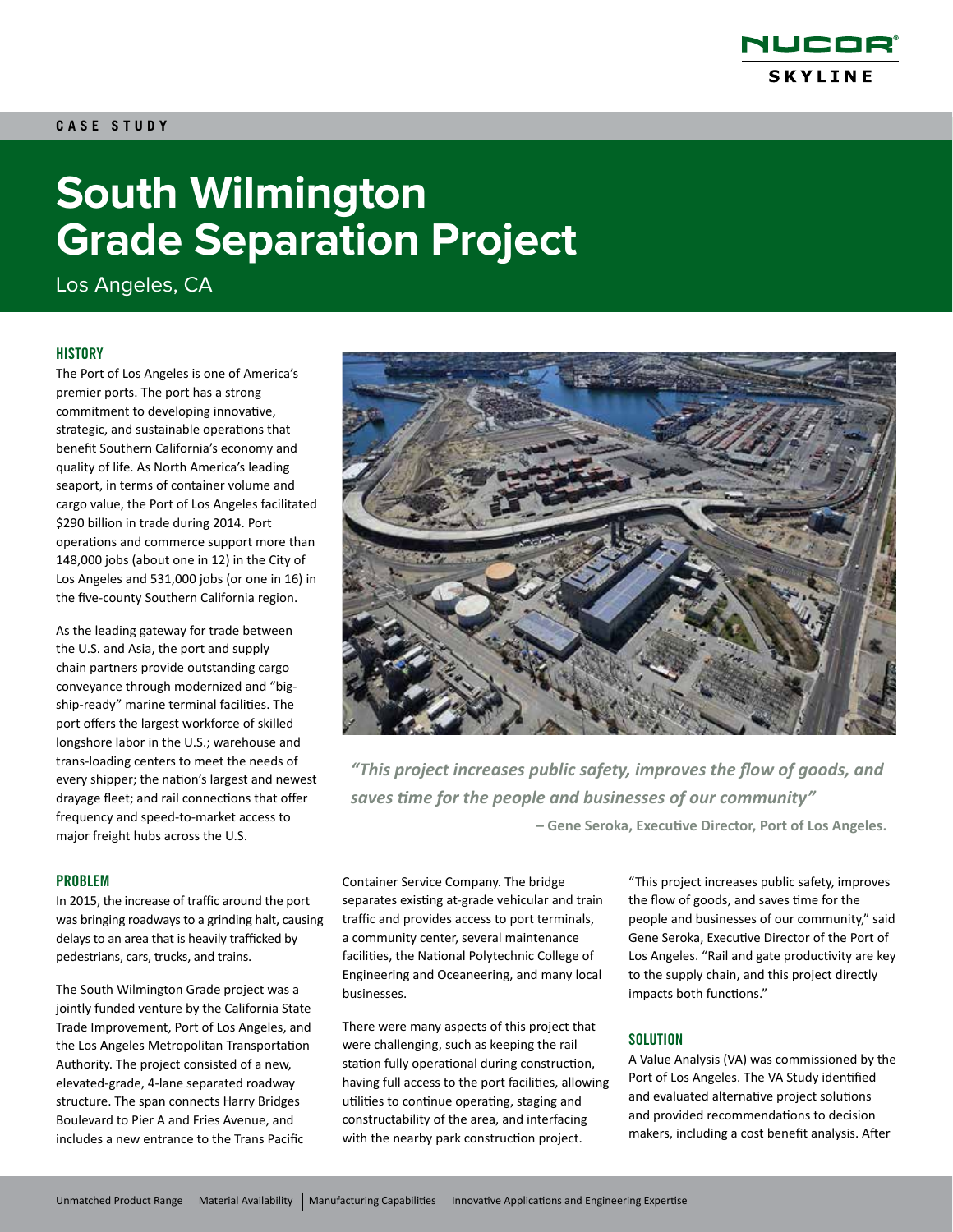CASE STUDY

# South Wilmington Grade Separation Project

Los Angeles, CA

## HISTORY

The Port of Los Angeles is one of America's premier ports. The port has a strong commitment to developing innovative, strategic, and sustainable operations that benefit Southern California's economy and quality of life. As North America's leading seaport, in terms of container volume and cargo value, the Port of Los Angeles facilitated $290 billion in trade during 2014. Port operations and commerce support more than 148,000 jobs (about one in 12) in the City of Los Angeles and 531,000 jobs (or one in 16) in the five-county Southern California region.

As the leading gateway for trade between the U.S. and Asia, the port and supply chain partners provide outstanding cargo conveyance through modernized and "big-ship-ready" marine terminal facilities. The port offers the largest workforce of skilled longshore labor in the U.S.; warehouse and trans-loading centers to meet the needs of every shipper; the nation's largest and newest drayage fleet; and rail connections that offer frequency and speed-to-market access to major freight hubs across the U.S.

*"This project increases public safety, improves the flow of goods, and saves time for the people and businesses of our community"*

**– Gene Seroka, Executive Director, Port of Los Angeles.**

## PROBLEM

In 2015, the increase of traffic around the port was bringing roadways to a grinding halt, causing delays to an area that is heavily trafficked by pedestrians, cars, trucks, and trains.

The South Wilmington Grade project was a jointly funded venture by the California State Trade Improvement, Port of Los Angeles, and the Los Angeles Metropolitan Transportation Authority. The project consisted of a new, elevated-grade, 4-lane separated roadway structure. The span connects Harry Bridges Boulevard to Pier A and Fries Avenue, and includes a new entrance to the Trans Pacific Container Service Company. The bridge separates existing at-grade vehicular and train traffic and provides access to port terminals, a community center, several maintenance facilities, the National Polytechnic College of Engineering and Oceaneering, and many local businesses.

There were many aspects of this project that were challenging, such as keeping the rail station fully operational during construction, having full access to the port facilities, allowing utilities to continue operating, staging and constructability of the area, and interfacing with the nearby park construction project.

"This project increases public safety, improves the flow of goods, and saves time for the people and businesses of our community," said Gene Seroka, Executive Director of the Port of Los Angeles. "Rail and gate productivity are key to the supply chain, and this project directly impacts both functions."

## SOLUTION

A Value Analysis (VA) was commissioned by the Port of Los Angeles. The VA Study identified and evaluated alternative project solutions and provided recommendations to decision makers, including a cost benefit analysis. After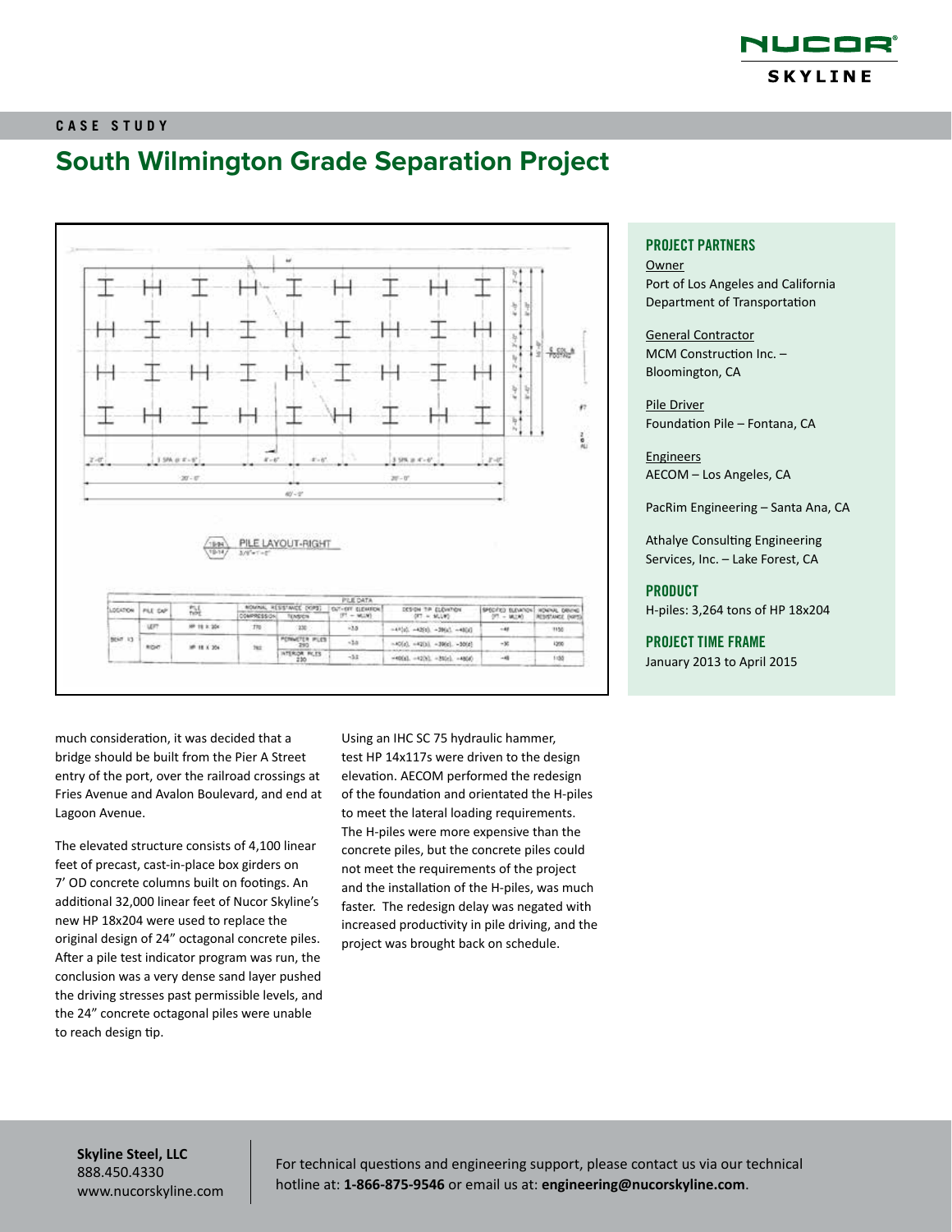# South Wilmington Grade Separation Project

PILE LAYOUT-RIGHT

| LOCATION | PILE CAP | PILE TYPE | NOMINAL RESISTANCE (KIPS) COMPRESSION | TENSION | CUT-OFF ELEVATION (FT - MLLW) | DESIGN TIP ELEVATION (FT - MLLW) | SPECIFIED ELEVATION (FT - MLLW) | NOMINAL DRIVING RESISTANCE (KIPS) |
|---|---|---|---|---|---|---|---|---|
| BENT 13 | LEFT | HP 18 X 204 | 770 | 230 | -3.0 | -41(a), -42(b), -38(c), -48(d) | -48 | 1150 |
| | RIGHT | HP 18 X 204 | 760 | PERIMETER PILES 290 | -3.0 | -40(a), -42(b), -38(c), -30(d) | -30 | 1200 |
| | | | | INTERIOR PILES 230 | -3.0 | -40(a), -42(b), -35(c), -48(d) | -48 | 1130 |

## PROJECT PARTNERS

Owner
Port of Los Angeles and California Department of Transportation

General Contractor
MCM Construction Inc. – Bloomington, CA

Pile Driver
Foundation Pile – Fontana, CA

Engineers
AECOM – Los Angeles, CA

PacRim Engineering – Santa Ana, CA

Athalye Consulting Engineering Services, Inc. – Lake Forest, CA

## PRODUCT

H-piles: 3,264 tons of HP 18x204

## PROJECT TIME FRAME

January 2013 to April 2015

much consideration, it was decided that a bridge should be built from the Pier A Street entry of the port, over the railroad crossings at Fries Avenue and Avalon Boulevard, and end at Lagoon Avenue.

The elevated structure consists of 4,100 linear feet of precast, cast-in-place box girders on 7' OD concrete columns built on footings. An additional 32,000 linear feet of Nucor Skyline's new HP 18x204 were used to replace the original design of 24" octagonal concrete piles. After a pile test indicator program was run, the conclusion was a very dense sand layer pushed the driving stresses past permissible levels, and the 24" concrete octagonal piles were unable to reach design tip.

Using an IHC SC 75 hydraulic hammer, test HP 14x117s were driven to the design elevation. AECOM performed the redesign of the foundation and orientated the H-piles to meet the lateral loading requirements. The H-piles were more expensive than the concrete piles, but the concrete piles could not meet the requirements of the project and the installation of the H-piles, was much faster. The redesign delay was negated with increased productivity in pile driving, and the project was brought back on schedule.

**Skyline Steel, LLC**
888.450.4330
www.nucorskyline.com

For technical questions and engineering support, please contact us via our technical hotline at: **1-866-875-9546** or email us at: **engineering@nucorskyline.com**.